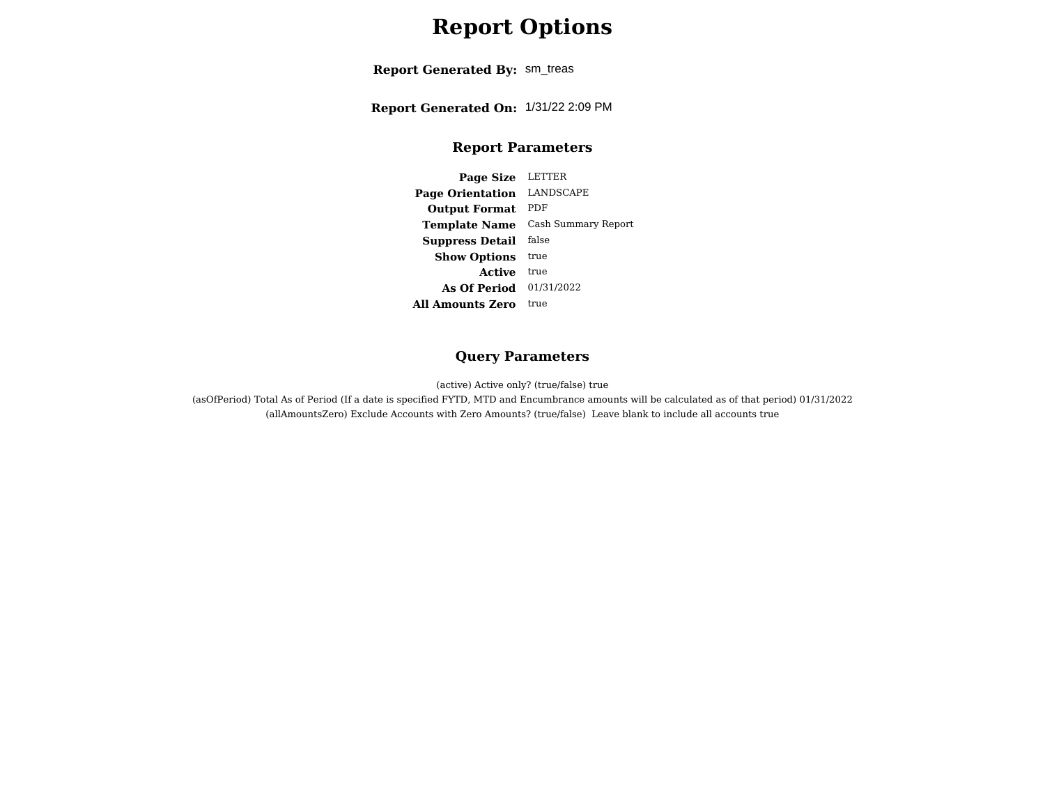# Report Options

**Report Generated By:** sm_treas

**Report Generated On:** 1/31/22 2:09 PM

## Report Parameters

| | |
|---|---|
| **Page Size** | LETTER |
| **Page Orientation** | LANDSCAPE |
| **Output Format** | PDF |
| **Template Name** | Cash Summary Report |
| **Suppress Detail** | false |
| **Show Options** | true |
| **Active** | true |
| **As Of Period** | 01/31/2022 |
| **All Amounts Zero** | true |

## Query Parameters

(active) Active only? (true/false) true

(asOfPeriod) Total As of Period (If a date is specified FYTD, MTD and Encumbrance amounts will be calculated as of that period) 01/31/2022

(allAmountsZero) Exclude Accounts with Zero Amounts? (true/false) Leave blank to include all accounts true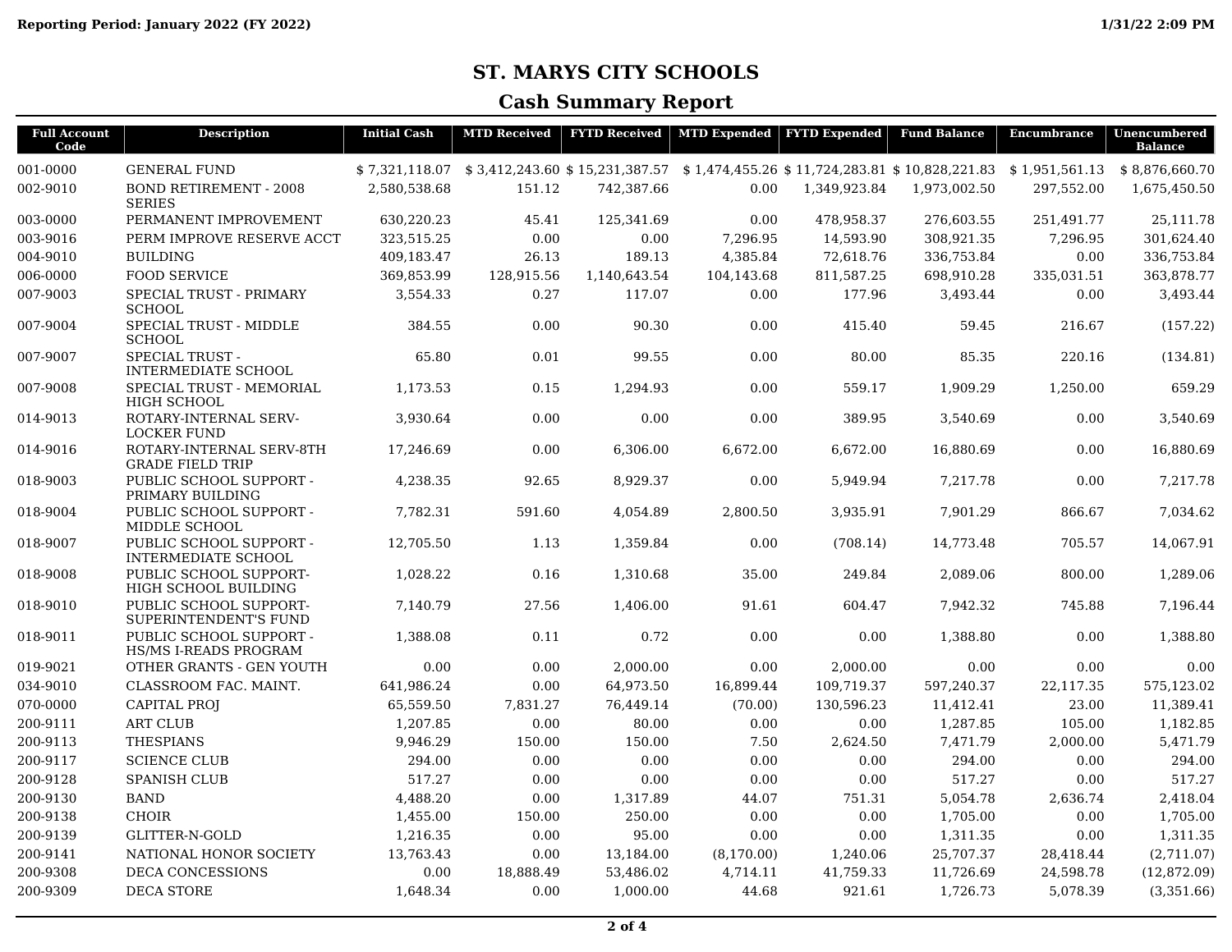# ST. MARYS CITY SCHOOLS

## Cash Summary Report

| Full Account Code | Description | Initial Cash | MTD Received | FYTD Received | MTD Expended | FYTD Expended | Fund Balance | Encumbrance | Unencumbered Balance |
|---|---|---|---|---|---|---|---|---|---|
| 001-0000 | GENERAL FUND | $ 7,321,118.07 | $ 3,412,243.60 | $ 15,231,387.57 | $ 1,474,455.26 | $ 11,724,283.81 | $ 10,828,221.83 | $ 1,951,561.13 | $ 8,876,660.70 |
| 002-9010 | BOND RETIREMENT - 2008 SERIES | 2,580,538.68 | 151.12 | 742,387.66 | 0.00 | 1,349,923.84 | 1,973,002.50 | 297,552.00 | 1,675,450.50 |
| 003-0000 | PERMANENT IMPROVEMENT | 630,220.23 | 45.41 | 125,341.69 | 0.00 | 478,958.37 | 276,603.55 | 251,491.77 | 25,111.78 |
| 003-9016 | PERM IMPROVE RESERVE ACCT | 323,515.25 | 0.00 | 0.00 | 7,296.95 | 14,593.90 | 308,921.35 | 7,296.95 | 301,624.40 |
| 004-9010 | BUILDING | 409,183.47 | 26.13 | 189.13 | 4,385.84 | 72,618.76 | 336,753.84 | 0.00 | 336,753.84 |
| 006-0000 | FOOD SERVICE | 369,853.99 | 128,915.56 | 1,140,643.54 | 104,143.68 | 811,587.25 | 698,910.28 | 335,031.51 | 363,878.77 |
| 007-9003 | SPECIAL TRUST - PRIMARY SCHOOL | 3,554.33 | 0.27 | 117.07 | 0.00 | 177.96 | 3,493.44 | 0.00 | 3,493.44 |
| 007-9004 | SPECIAL TRUST - MIDDLE SCHOOL | 384.55 | 0.00 | 90.30 | 0.00 | 415.40 | 59.45 | 216.67 | (157.22) |
| 007-9007 | SPECIAL TRUST - INTERMEDIATE SCHOOL | 65.80 | 0.01 | 99.55 | 0.00 | 80.00 | 85.35 | 220.16 | (134.81) |
| 007-9008 | SPECIAL TRUST - MEMORIAL HIGH SCHOOL | 1,173.53 | 0.15 | 1,294.93 | 0.00 | 559.17 | 1,909.29 | 1,250.00 | 659.29 |
| 014-9013 | ROTARY-INTERNAL SERV-LOCKER FUND | 3,930.64 | 0.00 | 0.00 | 0.00 | 389.95 | 3,540.69 | 0.00 | 3,540.69 |
| 014-9016 | ROTARY-INTERNAL SERV-8TH GRADE FIELD TRIP | 17,246.69 | 0.00 | 6,306.00 | 6,672.00 | 6,672.00 | 16,880.69 | 0.00 | 16,880.69 |
| 018-9003 | PUBLIC SCHOOL SUPPORT - PRIMARY BUILDING | 4,238.35 | 92.65 | 8,929.37 | 0.00 | 5,949.94 | 7,217.78 | 0.00 | 7,217.78 |
| 018-9004 | PUBLIC SCHOOL SUPPORT - MIDDLE SCHOOL | 7,782.31 | 591.60 | 4,054.89 | 2,800.50 | 3,935.91 | 7,901.29 | 866.67 | 7,034.62 |
| 018-9007 | PUBLIC SCHOOL SUPPORT - INTERMEDIATE SCHOOL | 12,705.50 | 1.13 | 1,359.84 | 0.00 | (708.14) | 14,773.48 | 705.57 | 14,067.91 |
| 018-9008 | PUBLIC SCHOOL SUPPORT-HIGH SCHOOL BUILDING | 1,028.22 | 0.16 | 1,310.68 | 35.00 | 249.84 | 2,089.06 | 800.00 | 1,289.06 |
| 018-9010 | PUBLIC SCHOOL SUPPORT-SUPERINTENDENT'S FUND | 7,140.79 | 27.56 | 1,406.00 | 91.61 | 604.47 | 7,942.32 | 745.88 | 7,196.44 |
| 018-9011 | PUBLIC SCHOOL SUPPORT - HS/MS I-READS PROGRAM | 1,388.08 | 0.11 | 0.72 | 0.00 | 0.00 | 1,388.80 | 0.00 | 1,388.80 |
| 019-9021 | OTHER GRANTS - GEN YOUTH | 0.00 | 0.00 | 2,000.00 | 0.00 | 2,000.00 | 0.00 | 0.00 | 0.00 |
| 034-9010 | CLASSROOM FAC. MAINT. | 641,986.24 | 0.00 | 64,973.50 | 16,899.44 | 109,719.37 | 597,240.37 | 22,117.35 | 575,123.02 |
| 070-0000 | CAPITAL PROJ | 65,559.50 | 7,831.27 | 76,449.14 | (70.00) | 130,596.23 | 11,412.41 | 23.00 | 11,389.41 |
| 200-9111 | ART CLUB | 1,207.85 | 0.00 | 80.00 | 0.00 | 0.00 | 1,287.85 | 105.00 | 1,182.85 |
| 200-9113 | THESPIANS | 9,946.29 | 150.00 | 150.00 | 7.50 | 2,624.50 | 7,471.79 | 2,000.00 | 5,471.79 |
| 200-9117 | SCIENCE CLUB | 294.00 | 0.00 | 0.00 | 0.00 | 0.00 | 294.00 | 0.00 | 294.00 |
| 200-9128 | SPANISH CLUB | 517.27 | 0.00 | 0.00 | 0.00 | 0.00 | 517.27 | 0.00 | 517.27 |
| 200-9130 | BAND | 4,488.20 | 0.00 | 1,317.89 | 44.07 | 751.31 | 5,054.78 | 2,636.74 | 2,418.04 |
| 200-9138 | CHOIR | 1,455.00 | 150.00 | 250.00 | 0.00 | 0.00 | 1,705.00 | 0.00 | 1,705.00 |
| 200-9139 | GLITTER-N-GOLD | 1,216.35 | 0.00 | 95.00 | 0.00 | 0.00 | 1,311.35 | 0.00 | 1,311.35 |
| 200-9141 | NATIONAL HONOR SOCIETY | 13,763.43 | 0.00 | 13,184.00 | (8,170.00) | 1,240.06 | 25,707.37 | 28,418.44 | (2,711.07) |
| 200-9308 | DECA CONCESSIONS | 0.00 | 18,888.49 | 53,486.02 | 4,714.11 | 41,759.33 | 11,726.69 | 24,598.78 | (12,872.09) |
| 200-9309 | DECA STORE | 1,648.34 | 0.00 | 1,000.00 | 44.68 | 921.61 | 1,726.73 | 5,078.39 | (3,351.66) |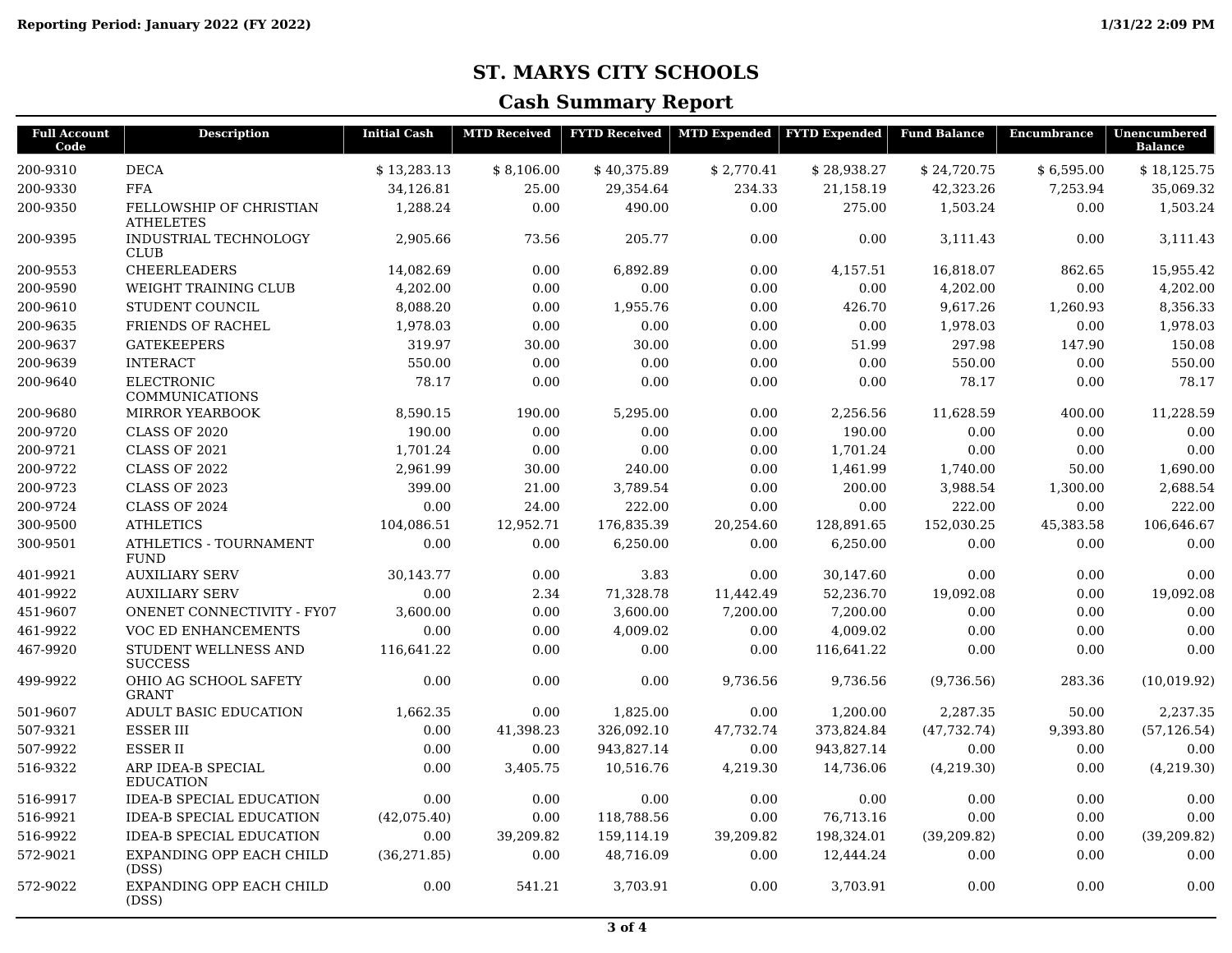**Reporting Period: January 2022 (FY 2022)** **1/31/22 2:09 PM**

# ST. MARYS CITY SCHOOLS

## Cash Summary Report

| Full Account Code | Description | Initial Cash | MTD Received | FYTD Received | MTD Expended | FYTD Expended | Fund Balance | Encumbrance | Unencumbered Balance |
|---|---|---|---|---|---|---|---|---|---|
| 200-9310 | DECA | $ 13,283.13 | $ 8,106.00 | $ 40,375.89 | $ 2,770.41 | $ 28,938.27 | $ 24,720.75 | $ 6,595.00 | $ 18,125.75 |
| 200-9330 | FFA | 34,126.81 | 25.00 | 29,354.64 | 234.33 | 21,158.19 | 42,323.26 | 7,253.94 | 35,069.32 |
| 200-9350 | FELLOWSHIP OF CHRISTIAN ATHELETES | 1,288.24 | 0.00 | 490.00 | 0.00 | 275.00 | 1,503.24 | 0.00 | 1,503.24 |
| 200-9395 | INDUSTRIAL TECHNOLOGY CLUB | 2,905.66 | 73.56 | 205.77 | 0.00 | 0.00 | 3,111.43 | 0.00 | 3,111.43 |
| 200-9553 | CHEERLEADERS | 14,082.69 | 0.00 | 6,892.89 | 0.00 | 4,157.51 | 16,818.07 | 862.65 | 15,955.42 |
| 200-9590 | WEIGHT TRAINING CLUB | 4,202.00 | 0.00 | 0.00 | 0.00 | 0.00 | 4,202.00 | 0.00 | 4,202.00 |
| 200-9610 | STUDENT COUNCIL | 8,088.20 | 0.00 | 1,955.76 | 0.00 | 426.70 | 9,617.26 | 1,260.93 | 8,356.33 |
| 200-9635 | FRIENDS OF RACHEL | 1,978.03 | 0.00 | 0.00 | 0.00 | 0.00 | 1,978.03 | 0.00 | 1,978.03 |
| 200-9637 | GATEKEEPERS | 319.97 | 30.00 | 30.00 | 0.00 | 51.99 | 297.98 | 147.90 | 150.08 |
| 200-9639 | INTERACT | 550.00 | 0.00 | 0.00 | 0.00 | 0.00 | 550.00 | 0.00 | 550.00 |
| 200-9640 | ELECTRONIC COMMUNICATIONS | 78.17 | 0.00 | 0.00 | 0.00 | 0.00 | 78.17 | 0.00 | 78.17 |
| 200-9680 | MIRROR YEARBOOK | 8,590.15 | 190.00 | 5,295.00 | 0.00 | 2,256.56 | 11,628.59 | 400.00 | 11,228.59 |
| 200-9720 | CLASS OF 2020 | 190.00 | 0.00 | 0.00 | 0.00 | 190.00 | 0.00 | 0.00 | 0.00 |
| 200-9721 | CLASS OF 2021 | 1,701.24 | 0.00 | 0.00 | 0.00 | 1,701.24 | 0.00 | 0.00 | 0.00 |
| 200-9722 | CLASS OF 2022 | 2,961.99 | 30.00 | 240.00 | 0.00 | 1,461.99 | 1,740.00 | 50.00 | 1,690.00 |
| 200-9723 | CLASS OF 2023 | 399.00 | 21.00 | 3,789.54 | 0.00 | 200.00 | 3,988.54 | 1,300.00 | 2,688.54 |
| 200-9724 | CLASS OF 2024 | 0.00 | 24.00 | 222.00 | 0.00 | 0.00 | 222.00 | 0.00 | 222.00 |
| 300-9500 | ATHLETICS | 104,086.51 | 12,952.71 | 176,835.39 | 20,254.60 | 128,891.65 | 152,030.25 | 45,383.58 | 106,646.67 |
| 300-9501 | ATHLETICS - TOURNAMENT FUND | 0.00 | 0.00 | 6,250.00 | 0.00 | 6,250.00 | 0.00 | 0.00 | 0.00 |
| 401-9921 | AUXILIARY SERV | 30,143.77 | 0.00 | 3.83 | 0.00 | 30,147.60 | 0.00 | 0.00 | 0.00 |
| 401-9922 | AUXILIARY SERV | 0.00 | 2.34 | 71,328.78 | 11,442.49 | 52,236.70 | 19,092.08 | 0.00 | 19,092.08 |
| 451-9607 | ONENET CONNECTIVITY - FY07 | 3,600.00 | 0.00 | 3,600.00 | 7,200.00 | 7,200.00 | 0.00 | 0.00 | 0.00 |
| 461-9922 | VOC ED ENHANCEMENTS | 0.00 | 0.00 | 4,009.02 | 0.00 | 4,009.02 | 0.00 | 0.00 | 0.00 |
| 467-9920 | STUDENT WELLNESS AND SUCCESS | 116,641.22 | 0.00 | 0.00 | 0.00 | 116,641.22 | 0.00 | 0.00 | 0.00 |
| 499-9922 | OHIO AG SCHOOL SAFETY GRANT | 0.00 | 0.00 | 0.00 | 9,736.56 | 9,736.56 | (9,736.56) | 283.36 | (10,019.92) |
| 501-9607 | ADULT BASIC EDUCATION | 1,662.35 | 0.00 | 1,825.00 | 0.00 | 1,200.00 | 2,287.35 | 50.00 | 2,237.35 |
| 507-9321 | ESSER III | 0.00 | 41,398.23 | 326,092.10 | 47,732.74 | 373,824.84 | (47,732.74) | 9,393.80 | (57,126.54) |
| 507-9922 | ESSER II | 0.00 | 0.00 | 943,827.14 | 0.00 | 943,827.14 | 0.00 | 0.00 | 0.00 |
| 516-9322 | ARP IDEA-B SPECIAL EDUCATION | 0.00 | 3,405.75 | 10,516.76 | 4,219.30 | 14,736.06 | (4,219.30) | 0.00 | (4,219.30) |
| 516-9917 | IDEA-B SPECIAL EDUCATION | 0.00 | 0.00 | 0.00 | 0.00 | 0.00 | 0.00 | 0.00 | 0.00 |
| 516-9921 | IDEA-B SPECIAL EDUCATION | (42,075.40) | 0.00 | 118,788.56 | 0.00 | 76,713.16 | 0.00 | 0.00 | 0.00 |
| 516-9922 | IDEA-B SPECIAL EDUCATION | 0.00 | 39,209.82 | 159,114.19 | 39,209.82 | 198,324.01 | (39,209.82) | 0.00 | (39,209.82) |
| 572-9021 | EXPANDING OPP EACH CHILD (DSS) | (36,271.85) | 0.00 | 48,716.09 | 0.00 | 12,444.24 | 0.00 | 0.00 | 0.00 |
| 572-9022 | EXPANDING OPP EACH CHILD (DSS) | 0.00 | 541.21 | 3,703.91 | 0.00 | 3,703.91 | 0.00 | 0.00 | 0.00 |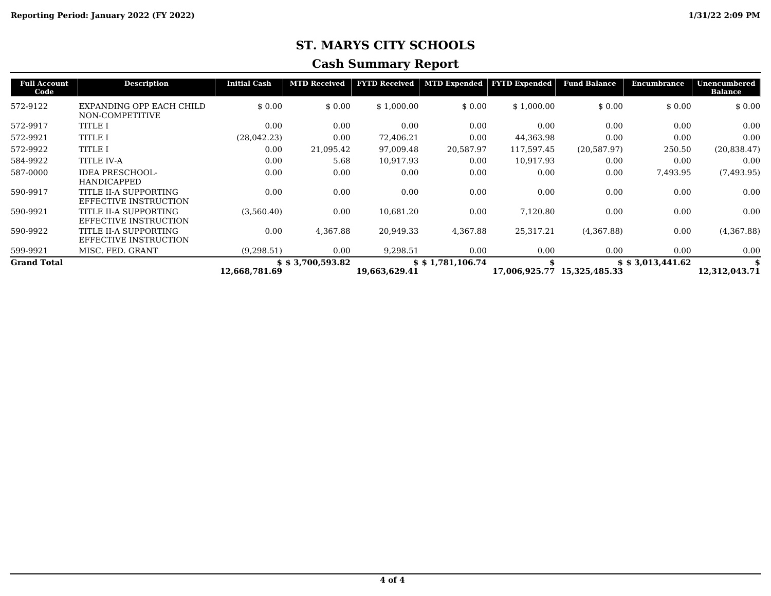# ST. MARYS CITY SCHOOLS

## Cash Summary Report

| Full Account Code | Description | Initial Cash | MTD Received | FYTD Received | MTD Expended | FYTD Expended | Fund Balance | Encumbrance | Unencumbered Balance |
|---|---|---|---|---|---|---|---|---|---|
| 572-9122 | EXPANDING OPP EACH CHILD NON-COMPETITIVE | $ 0.00 | $ 0.00 | $ 1,000.00 | $ 0.00 | $ 1,000.00 | $ 0.00 | $ 0.00 | $ 0.00 |
| 572-9917 | TITLE I | 0.00 | 0.00 | 0.00 | 0.00 | 0.00 | 0.00 | 0.00 | 0.00 |
| 572-9921 | TITLE I | (28,042.23) | 0.00 | 72,406.21 | 0.00 | 44,363.98 | 0.00 | 0.00 | 0.00 |
| 572-9922 | TITLE I | 0.00 | 21,095.42 | 97,009.48 | 20,587.97 | 117,597.45 | (20,587.97) | 250.50 | (20,838.47) |
| 584-9922 | TITLE IV-A | 0.00 | 5.68 | 10,917.93 | 0.00 | 10,917.93 | 0.00 | 0.00 | 0.00 |
| 587-0000 | IDEA PRESCHOOL-HANDICAPPED | 0.00 | 0.00 | 0.00 | 0.00 | 0.00 | 0.00 | 7,493.95 | (7,493.95) |
| 590-9917 | TITLE II-A SUPPORTING EFFECTIVE INSTRUCTION | 0.00 | 0.00 | 0.00 | 0.00 | 0.00 | 0.00 | 0.00 | 0.00 |
| 590-9921 | TITLE II-A SUPPORTING EFFECTIVE INSTRUCTION | (3,560.40) | 0.00 | 10,681.20 | 0.00 | 7,120.80 | 0.00 | 0.00 | 0.00 |
| 590-9922 | TITLE II-A SUPPORTING EFFECTIVE INSTRUCTION | 0.00 | 4,367.88 | 20,949.33 | 4,367.88 | 25,317.21 | (4,367.88) | 0.00 | (4,367.88) |
| 599-9921 | MISC. FED. GRANT | (9,298.51) | 0.00 | 9,298.51 | 0.00 | 0.00 | 0.00 | 0.00 | 0.00 |
| **Grand Total** | | **$ 12,668,781.69** | **$ $ 3,700,593.82** | **$ 19,663,629.41** | **$ $ 1,781,106.74** | **$ 17,006,925.77** | **$ 15,325,485.33** | **$ $ 3,013,441.62** | **$ 12,312,043.71** |